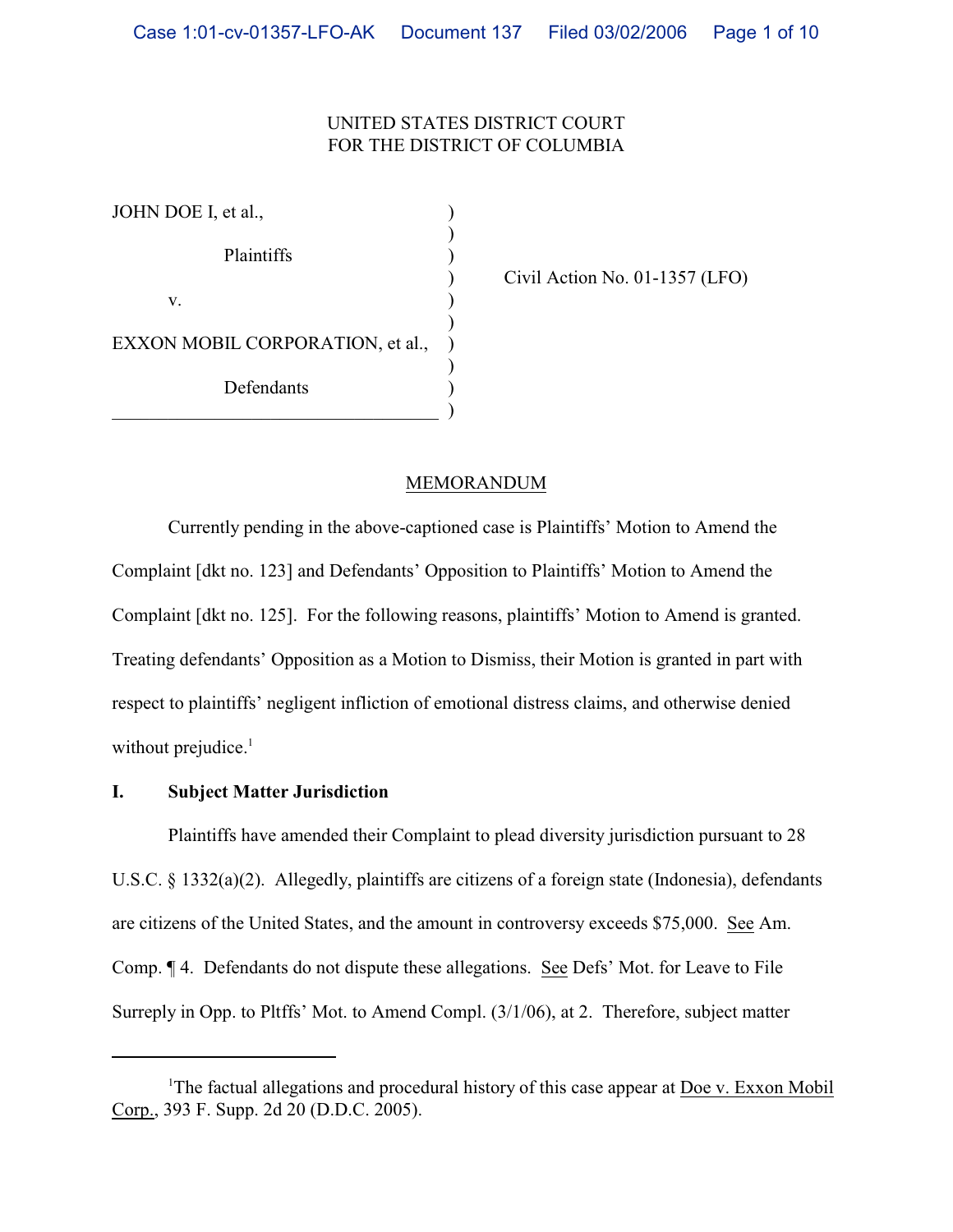UNITED STATES DISTRICT COURT
FOR THE DISTRICT OF COLUMBIA

| | |
|---|---|
| JOHN DOE I, et al., Plaintiffs | |
| v. | Civil Action No. 01-1357 (LFO) |
| EXXON MOBIL CORPORATION, et al., Defendants | |

## MEMORANDUM

Currently pending in the above-captioned case is Plaintiffs' Motion to Amend the Complaint [dkt no. 123] and Defendants' Opposition to Plaintiffs' Motion to Amend the Complaint [dkt no. 125]. For the following reasons, plaintiffs' Motion to Amend is granted. Treating defendants' Opposition as a Motion to Dismiss, their Motion is granted in part with respect to plaintiffs' negligent infliction of emotional distress claims, and otherwise denied without prejudice.[1]

### I. Subject Matter Jurisdiction

Plaintiffs have amended their Complaint to plead diversity jurisdiction pursuant to 28 U.S.C. § 1332(a)(2). Allegedly, plaintiffs are citizens of a foreign state (Indonesia), defendants are citizens of the United States, and the amount in controversy exceeds $75,000. See Am. Comp. ¶ 4. Defendants do not dispute these allegations. See Defs' Mot. for Leave to File Surreply in Opp. to Pltffs' Mot. to Amend Compl. (3/1/06), at 2. Therefore, subject matter

---

[1] The factual allegations and procedural history of this case appear at Doe v. Exxon Mobil Corp., 393 F. Supp. 2d 20 (D.D.C. 2005).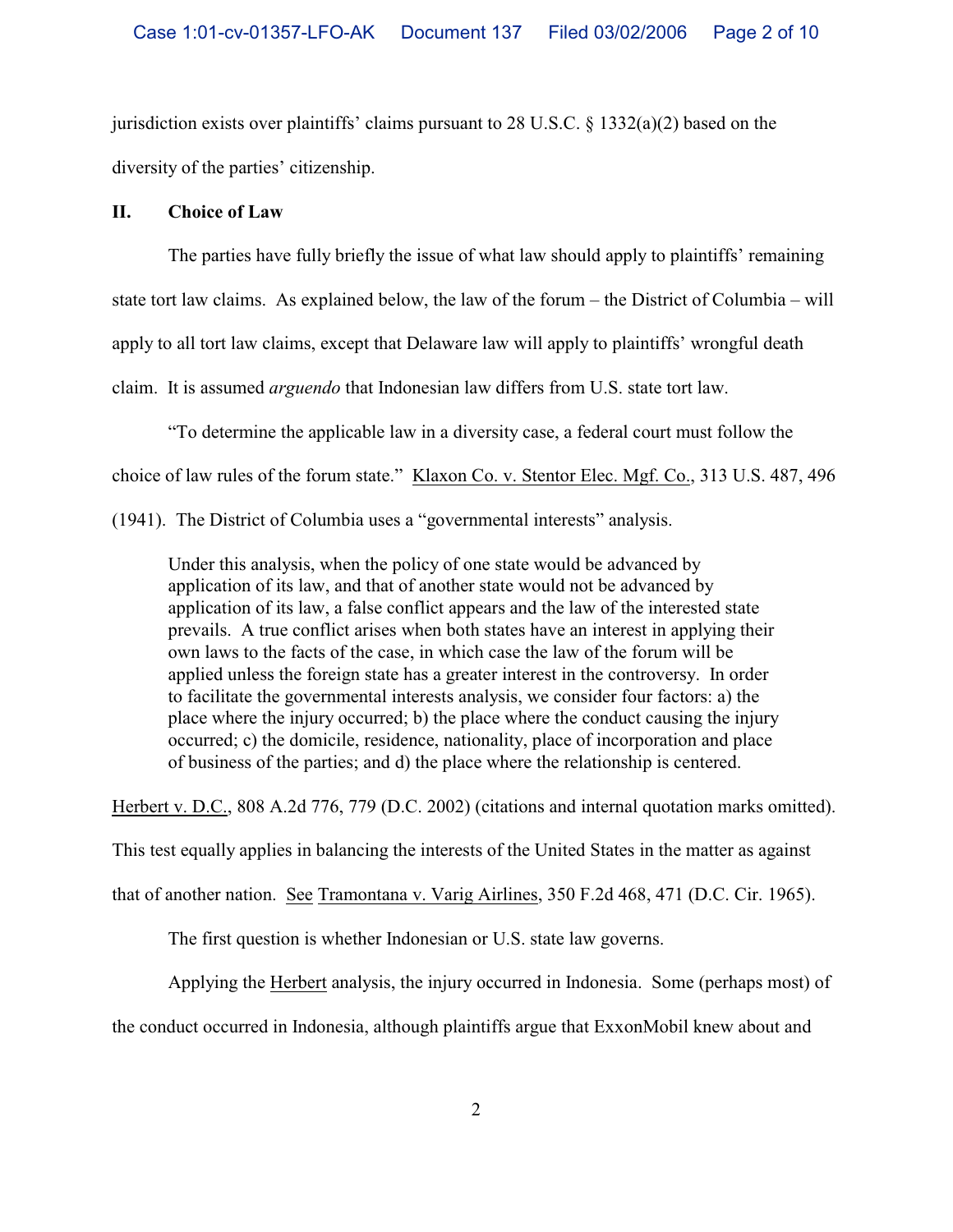jurisdiction exists over plaintiffs' claims pursuant to 28 U.S.C. § 1332(a)(2) based on the diversity of the parties' citizenship.

## II. Choice of Law

The parties have fully briefly the issue of what law should apply to plaintiffs' remaining state tort law claims. As explained below, the law of the forum – the District of Columbia – will apply to all tort law claims, except that Delaware law will apply to plaintiffs' wrongful death claim. It is assumed *arguendo* that Indonesian law differs from U.S. state tort law.

"To determine the applicable law in a diversity case, a federal court must follow the choice of law rules of the forum state." Klaxon Co. v. Stentor Elec. Mgf. Co., 313 U.S. 487, 496 (1941). The District of Columbia uses a "governmental interests" analysis.

> Under this analysis, when the policy of one state would be advanced by application of its law, and that of another state would not be advanced by application of its law, a false conflict appears and the law of the interested state prevails. A true conflict arises when both states have an interest in applying their own laws to the facts of the case, in which case the law of the forum will be applied unless the foreign state has a greater interest in the controversy. In order to facilitate the governmental interests analysis, we consider four factors: a) the place where the injury occurred; b) the place where the conduct causing the injury occurred; c) the domicile, residence, nationality, place of incorporation and place of business of the parties; and d) the place where the relationship is centered.

Herbert v. D.C., 808 A.2d 776, 779 (D.C. 2002) (citations and internal quotation marks omitted). This test equally applies in balancing the interests of the United States in the matter as against that of another nation. See Tramontana v. Varig Airlines, 350 F.2d 468, 471 (D.C. Cir. 1965).

The first question is whether Indonesian or U.S. state law governs.

Applying the Herbert analysis, the injury occurred in Indonesia. Some (perhaps most) of the conduct occurred in Indonesia, although plaintiffs argue that ExxonMobil knew about and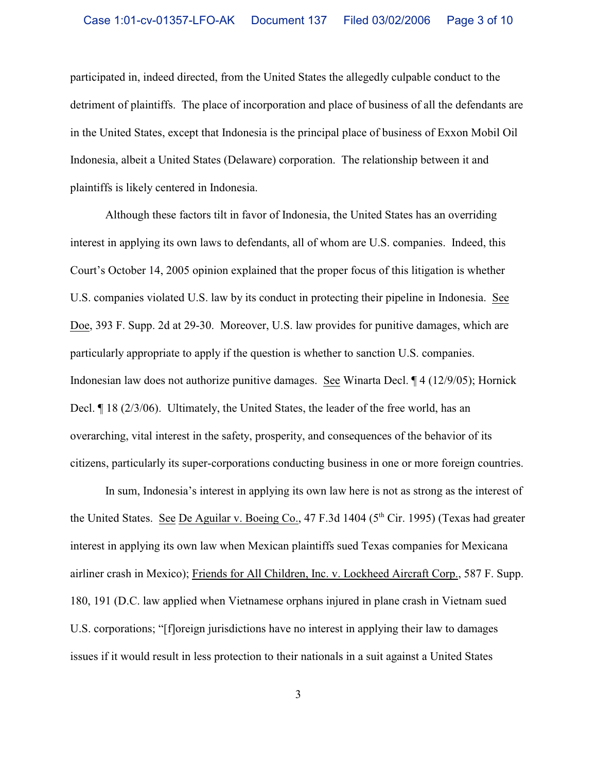participated in, indeed directed, from the United States the allegedly culpable conduct to the detriment of plaintiffs. The place of incorporation and place of business of all the defendants are in the United States, except that Indonesia is the principal place of business of Exxon Mobil Oil Indonesia, albeit a United States (Delaware) corporation. The relationship between it and plaintiffs is likely centered in Indonesia.

Although these factors tilt in favor of Indonesia, the United States has an overriding interest in applying its own laws to defendants, all of whom are U.S. companies. Indeed, this Court's October 14, 2005 opinion explained that the proper focus of this litigation is whether U.S. companies violated U.S. law by its conduct in protecting their pipeline in Indonesia. See Doe, 393 F. Supp. 2d at 29-30. Moreover, U.S. law provides for punitive damages, which are particularly appropriate to apply if the question is whether to sanction U.S. companies. Indonesian law does not authorize punitive damages. See Winarta Decl. ¶ 4 (12/9/05); Hornick Decl. ¶ 18 (2/3/06). Ultimately, the United States, the leader of the free world, has an overarching, vital interest in the safety, prosperity, and consequences of the behavior of its citizens, particularly its super-corporations conducting business in one or more foreign countries.

In sum, Indonesia's interest in applying its own law here is not as strong as the interest of the United States. See De Aguilar v. Boeing Co., 47 F.3d 1404 (5th Cir. 1995) (Texas had greater interest in applying its own law when Mexican plaintiffs sued Texas companies for Mexicana airliner crash in Mexico); Friends for All Children, Inc. v. Lockheed Aircraft Corp., 587 F. Supp. 180, 191 (D.C. law applied when Vietnamese orphans injured in plane crash in Vietnam sued U.S. corporations; "[f]oreign jurisdictions have no interest in applying their law to damages issues if it would result in less protection to their nationals in a suit against a United States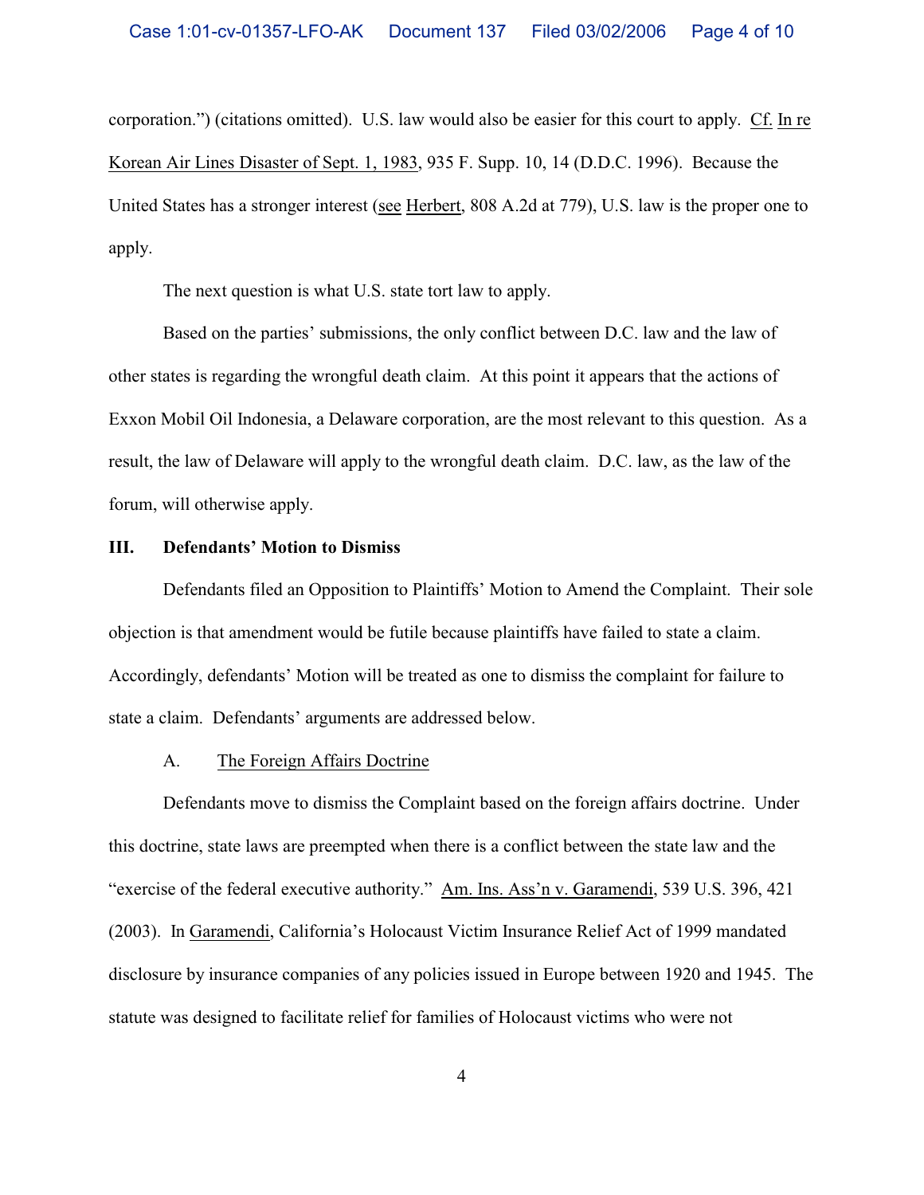corporation.") (citations omitted). U.S. law would also be easier for this court to apply. Cf. In re Korean Air Lines Disaster of Sept. 1, 1983, 935 F. Supp. 10, 14 (D.D.C. 1996). Because the United States has a stronger interest (see Herbert, 808 A.2d at 779), U.S. law is the proper one to apply.

The next question is what U.S. state tort law to apply.

Based on the parties' submissions, the only conflict between D.C. law and the law of other states is regarding the wrongful death claim. At this point it appears that the actions of Exxon Mobil Oil Indonesia, a Delaware corporation, are the most relevant to this question. As a result, the law of Delaware will apply to the wrongful death claim. D.C. law, as the law of the forum, will otherwise apply.

## III. Defendants' Motion to Dismiss

Defendants filed an Opposition to Plaintiffs' Motion to Amend the Complaint. Their sole objection is that amendment would be futile because plaintiffs have failed to state a claim. Accordingly, defendants' Motion will be treated as one to dismiss the complaint for failure to state a claim. Defendants' arguments are addressed below.

### A. The Foreign Affairs Doctrine

Defendants move to dismiss the Complaint based on the foreign affairs doctrine. Under this doctrine, state laws are preempted when there is a conflict between the state law and the "exercise of the federal executive authority." Am. Ins. Ass'n v. Garamendi, 539 U.S. 396, 421 (2003). In Garamendi, California's Holocaust Victim Insurance Relief Act of 1999 mandated disclosure by insurance companies of any policies issued in Europe between 1920 and 1945. The statute was designed to facilitate relief for families of Holocaust victims who were not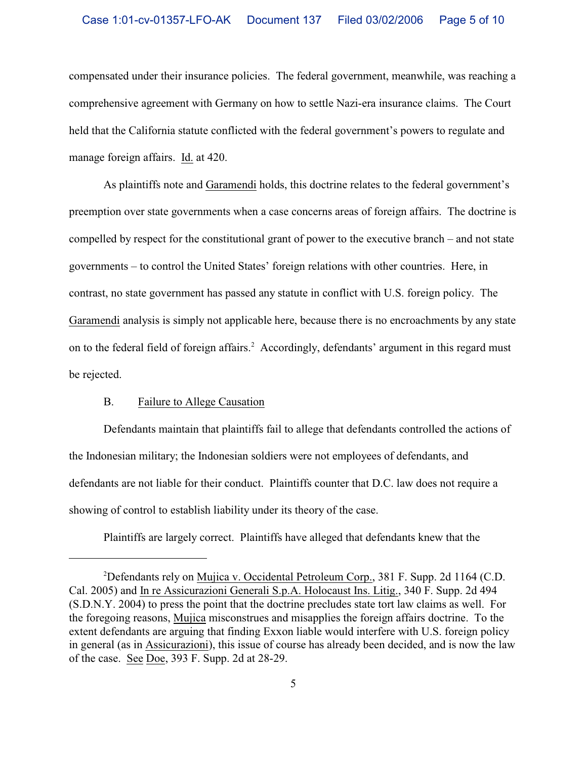compensated under their insurance policies. The federal government, meanwhile, was reaching a comprehensive agreement with Germany on how to settle Nazi-era insurance claims. The Court held that the California statute conflicted with the federal government's powers to regulate and manage foreign affairs. Id. at 420.

As plaintiffs note and Garamendi holds, this doctrine relates to the federal government's preemption over state governments when a case concerns areas of foreign affairs. The doctrine is compelled by respect for the constitutional grant of power to the executive branch – and not state governments – to control the United States' foreign relations with other countries. Here, in contrast, no state government has passed any statute in conflict with U.S. foreign policy. The Garamendi analysis is simply not applicable here, because there is no encroachments by any state on to the federal field of foreign affairs.[2] Accordingly, defendants' argument in this regard must be rejected.

B. Failure to Allege Causation

Defendants maintain that plaintiffs fail to allege that defendants controlled the actions of the Indonesian military; the Indonesian soldiers were not employees of defendants, and defendants are not liable for their conduct. Plaintiffs counter that D.C. law does not require a showing of control to establish liability under its theory of the case.

Plaintiffs are largely correct. Plaintiffs have alleged that defendants knew that the

---

[2]Defendants rely on Mujica v. Occidental Petroleum Corp., 381 F. Supp. 2d 1164 (C.D. Cal. 2005) and In re Assicurazioni Generali S.p.A. Holocaust Ins. Litig., 340 F. Supp. 2d 494 (S.D.N.Y. 2004) to press the point that the doctrine precludes state tort law claims as well. For the foregoing reasons, Mujica misconstrues and misapplies the foreign affairs doctrine. To the extent defendants are arguing that finding Exxon liable would interfere with U.S. foreign policy in general (as in Assicurazioni), this issue of course has already been decided, and is now the law of the case. See Doe, 393 F. Supp. 2d at 28-29.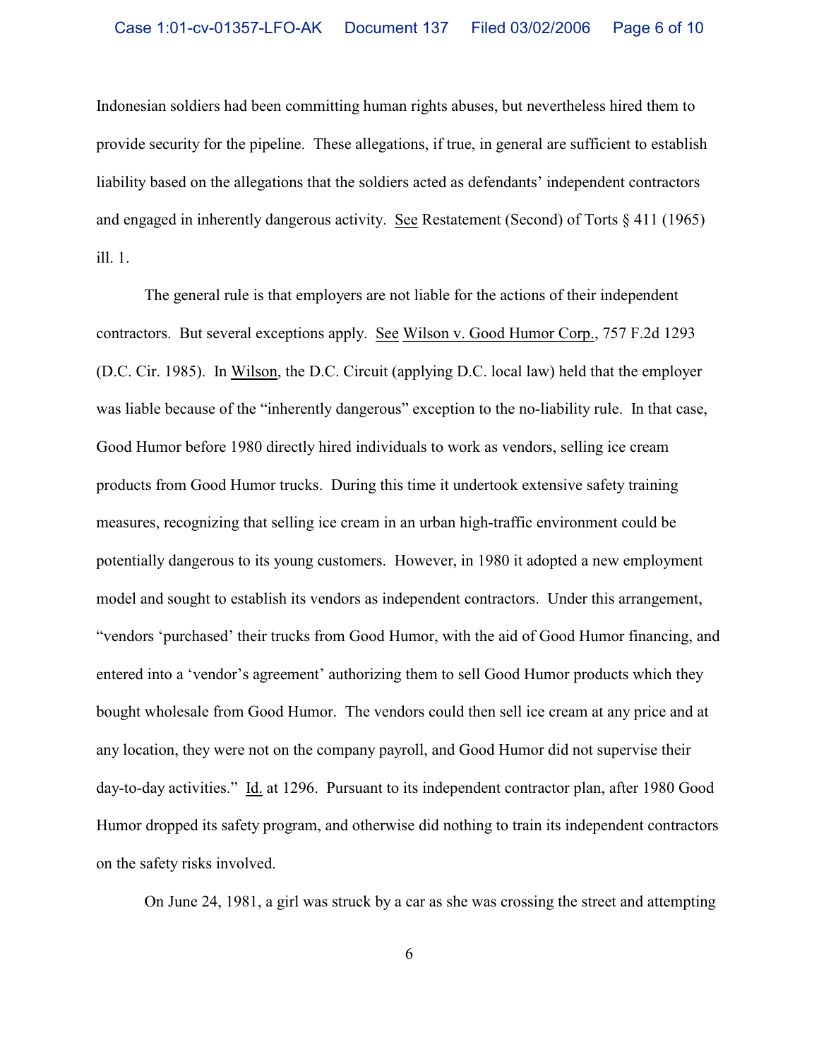Indonesian soldiers had been committing human rights abuses, but nevertheless hired them to provide security for the pipeline. These allegations, if true, in general are sufficient to establish liability based on the allegations that the soldiers acted as defendants' independent contractors and engaged in inherently dangerous activity. See Restatement (Second) of Torts § 411 (1965) ill. 1.

The general rule is that employers are not liable for the actions of their independent contractors. But several exceptions apply. See Wilson v. Good Humor Corp., 757 F.2d 1293 (D.C. Cir. 1985). In Wilson, the D.C. Circuit (applying D.C. local law) held that the employer was liable because of the "inherently dangerous" exception to the no-liability rule. In that case, Good Humor before 1980 directly hired individuals to work as vendors, selling ice cream products from Good Humor trucks. During this time it undertook extensive safety training measures, recognizing that selling ice cream in an urban high-traffic environment could be potentially dangerous to its young customers. However, in 1980 it adopted a new employment model and sought to establish its vendors as independent contractors. Under this arrangement, "vendors 'purchased' their trucks from Good Humor, with the aid of Good Humor financing, and entered into a 'vendor's agreement' authorizing them to sell Good Humor products which they bought wholesale from Good Humor. The vendors could then sell ice cream at any price and at any location, they were not on the company payroll, and Good Humor did not supervise their day-to-day activities." Id. at 1296. Pursuant to its independent contractor plan, after 1980 Good Humor dropped its safety program, and otherwise did nothing to train its independent contractors on the safety risks involved.

On June 24, 1981, a girl was struck by a car as she was crossing the street and attempting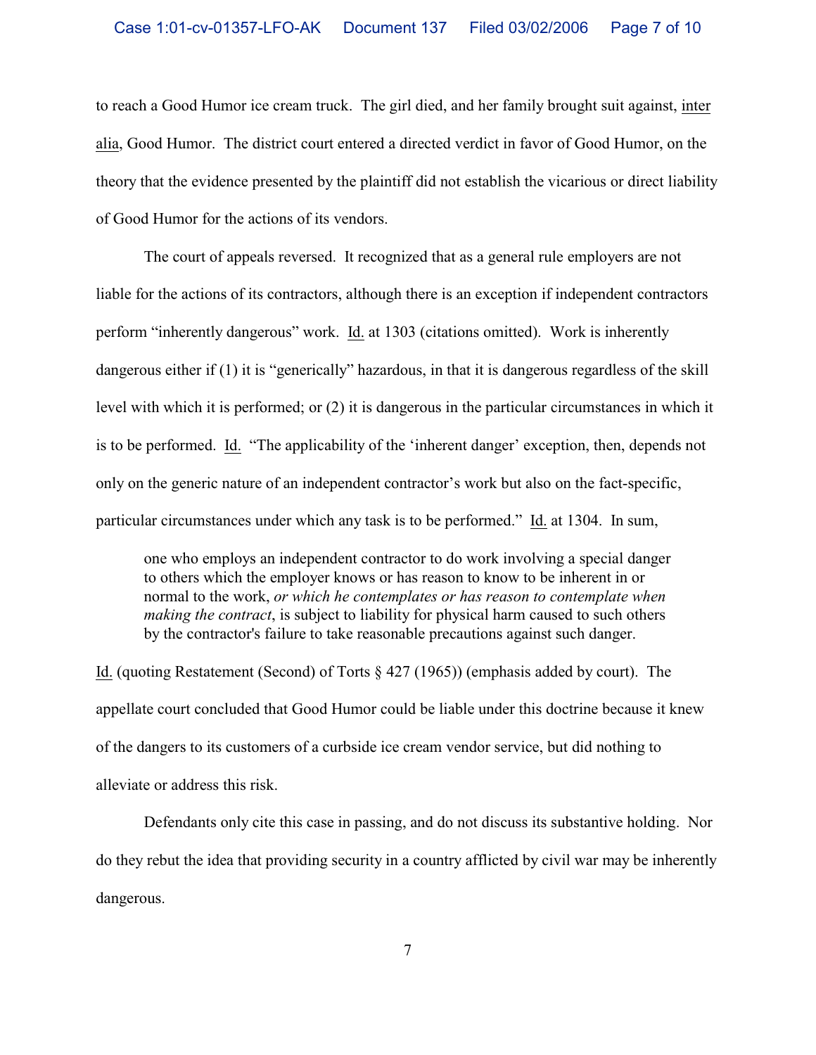to reach a Good Humor ice cream truck. The girl died, and her family brought suit against, inter alia, Good Humor. The district court entered a directed verdict in favor of Good Humor, on the theory that the evidence presented by the plaintiff did not establish the vicarious or direct liability of Good Humor for the actions of its vendors.

The court of appeals reversed. It recognized that as a general rule employers are not liable for the actions of its contractors, although there is an exception if independent contractors perform "inherently dangerous" work. Id. at 1303 (citations omitted). Work is inherently dangerous either if (1) it is "generically" hazardous, in that it is dangerous regardless of the skill level with which it is performed; or (2) it is dangerous in the particular circumstances in which it is to be performed. Id. "The applicability of the 'inherent danger' exception, then, depends not only on the generic nature of an independent contractor's work but also on the fact-specific, particular circumstances under which any task is to be performed." Id. at 1304. In sum,

> one who employs an independent contractor to do work involving a special danger to others which the employer knows or has reason to know to be inherent in or normal to the work, *or which he contemplates or has reason to contemplate when making the contract*, is subject to liability for physical harm caused to such others by the contractor's failure to take reasonable precautions against such danger.

Id. (quoting Restatement (Second) of Torts § 427 (1965)) (emphasis added by court). The appellate court concluded that Good Humor could be liable under this doctrine because it knew of the dangers to its customers of a curbside ice cream vendor service, but did nothing to alleviate or address this risk.

Defendants only cite this case in passing, and do not discuss its substantive holding. Nor do they rebut the idea that providing security in a country afflicted by civil war may be inherently dangerous.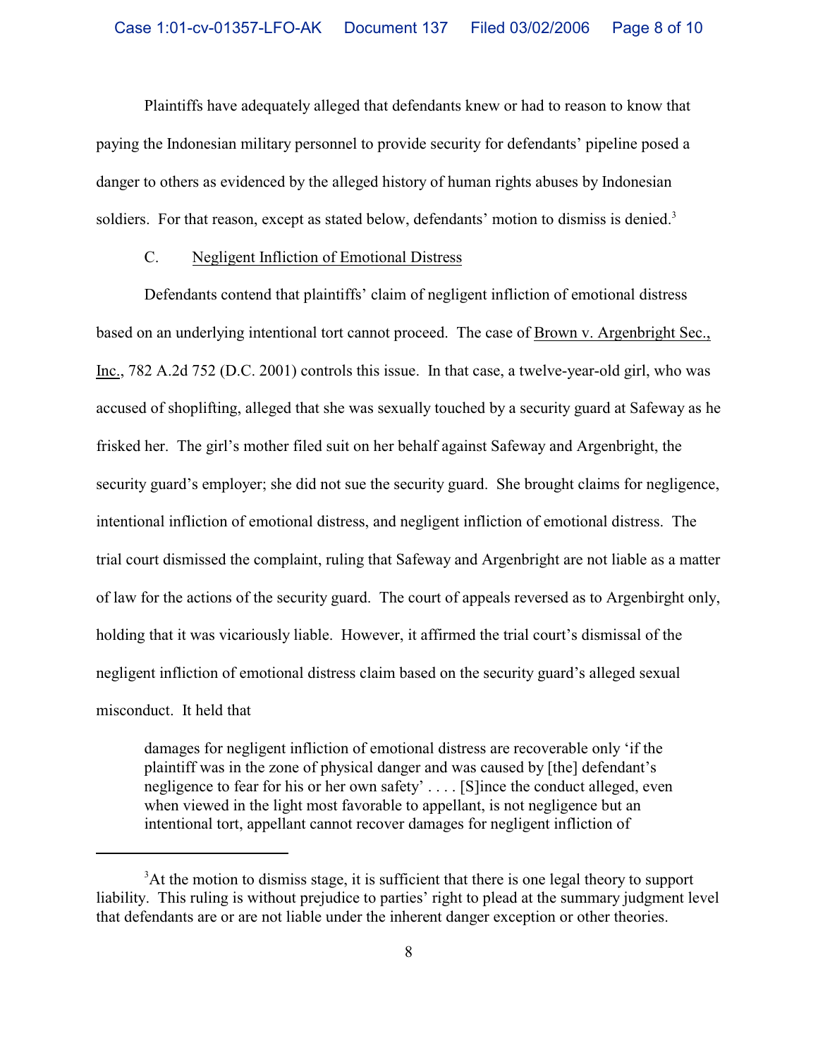Plaintiffs have adequately alleged that defendants knew or had to reason to know that paying the Indonesian military personnel to provide security for defendants' pipeline posed a danger to others as evidenced by the alleged history of human rights abuses by Indonesian soldiers. For that reason, except as stated below, defendants' motion to dismiss is denied.[3]

C. Negligent Infliction of Emotional Distress

Defendants contend that plaintiffs' claim of negligent infliction of emotional distress based on an underlying intentional tort cannot proceed. The case of Brown v. Argenbright Sec., Inc., 782 A.2d 752 (D.C. 2001) controls this issue. In that case, a twelve-year-old girl, who was accused of shoplifting, alleged that she was sexually touched by a security guard at Safeway as he frisked her. The girl's mother filed suit on her behalf against Safeway and Argenbright, the security guard's employer; she did not sue the security guard. She brought claims for negligence, intentional infliction of emotional distress, and negligent infliction of emotional distress. The trial court dismissed the complaint, ruling that Safeway and Argenbright are not liable as a matter of law for the actions of the security guard. The court of appeals reversed as to Argenbirght only, holding that it was vicariously liable. However, it affirmed the trial court's dismissal of the negligent infliction of emotional distress claim based on the security guard's alleged sexual misconduct. It held that

> damages for negligent infliction of emotional distress are recoverable only 'if the plaintiff was in the zone of physical danger and was caused by [the] defendant's negligence to fear for his or her own safety' . . . . [S]ince the conduct alleged, even when viewed in the light most favorable to appellant, is not negligence but an intentional tort, appellant cannot recover damages for negligent infliction of

[3] At the motion to dismiss stage, it is sufficient that there is one legal theory to support liability. This ruling is without prejudice to parties' right to plead at the summary judgment level that defendants are or are not liable under the inherent danger exception or other theories.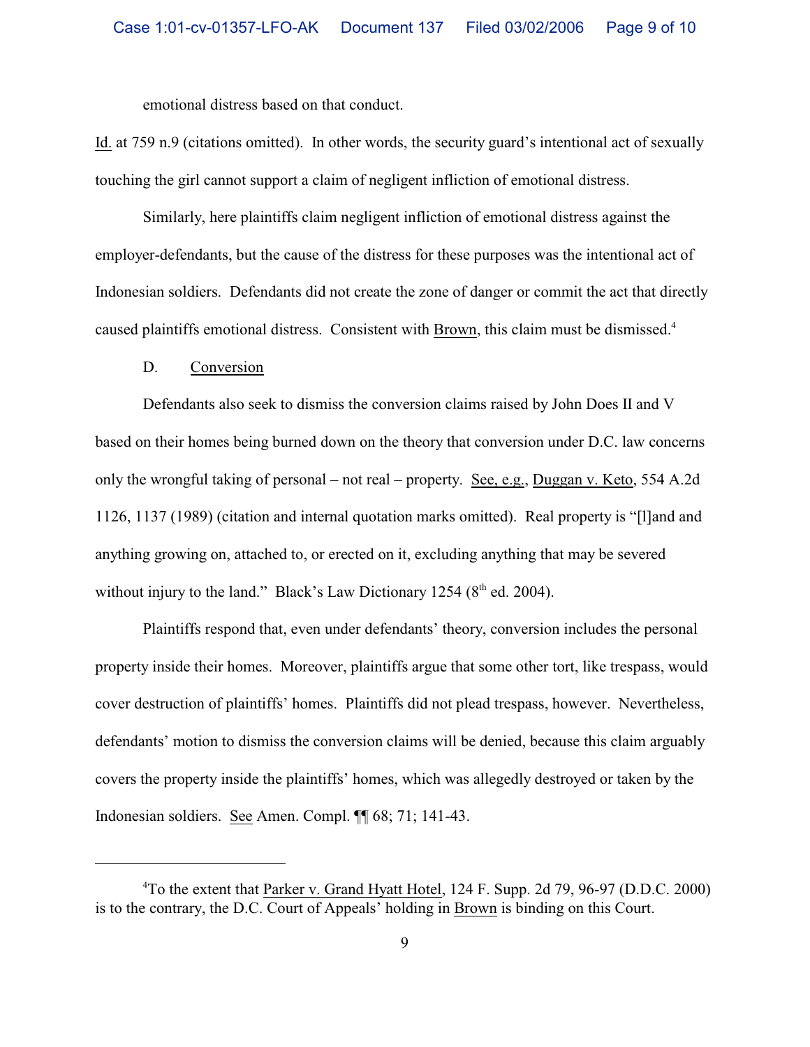emotional distress based on that conduct.

Id. at 759 n.9 (citations omitted). In other words, the security guard's intentional act of sexually touching the girl cannot support a claim of negligent infliction of emotional distress.

Similarly, here plaintiffs claim negligent infliction of emotional distress against the employer-defendants, but the cause of the distress for these purposes was the intentional act of Indonesian soldiers. Defendants did not create the zone of danger or commit the act that directly caused plaintiffs emotional distress. Consistent with Brown, this claim must be dismissed.[4]

D. Conversion

Defendants also seek to dismiss the conversion claims raised by John Does II and V based on their homes being burned down on the theory that conversion under D.C. law concerns only the wrongful taking of personal – not real – property. See, e.g., Duggan v. Keto, 554 A.2d 1126, 1137 (1989) (citation and internal quotation marks omitted). Real property is "[l]and and anything growing on, attached to, or erected on it, excluding anything that may be severed without injury to the land." Black's Law Dictionary 1254 (8th ed. 2004).

Plaintiffs respond that, even under defendants' theory, conversion includes the personal property inside their homes. Moreover, plaintiffs argue that some other tort, like trespass, would cover destruction of plaintiffs' homes. Plaintiffs did not plead trespass, however. Nevertheless, defendants' motion to dismiss the conversion claims will be denied, because this claim arguably covers the property inside the plaintiffs' homes, which was allegedly destroyed or taken by the Indonesian soldiers. See Amen. Compl. ¶¶ 68; 71; 141-43.

---

[4]To the extent that Parker v. Grand Hyatt Hotel, 124 F. Supp. 2d 79, 96-97 (D.D.C. 2000) is to the contrary, the D.C. Court of Appeals' holding in Brown is binding on this Court.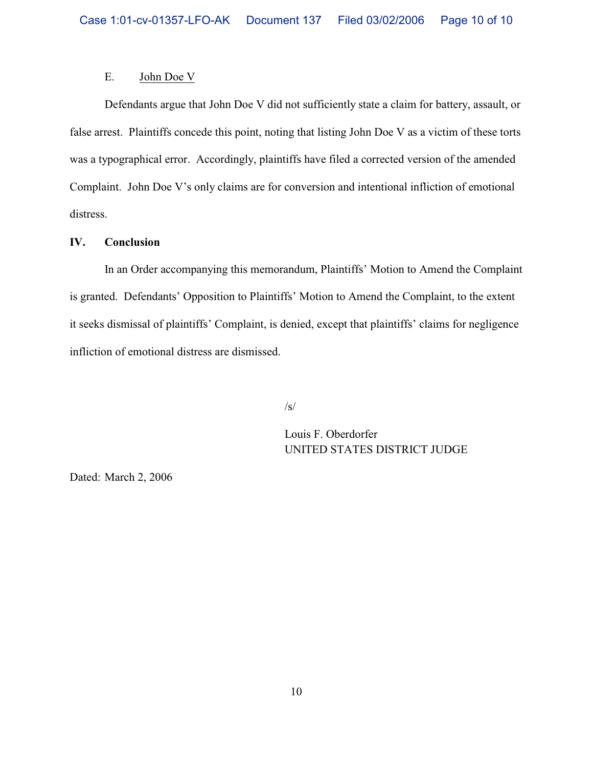E. John Doe V

Defendants argue that John Doe V did not sufficiently state a claim for battery, assault, or false arrest. Plaintiffs concede this point, noting that listing John Doe V as a victim of these torts was a typographical error. Accordingly, plaintiffs have filed a corrected version of the amended Complaint. John Doe V's only claims are for conversion and intentional infliction of emotional distress.

**IV. Conclusion**

In an Order accompanying this memorandum, Plaintiffs' Motion to Amend the Complaint is granted. Defendants' Opposition to Plaintiffs' Motion to Amend the Complaint, to the extent it seeks dismissal of plaintiffs' Complaint, is denied, except that plaintiffs' claims for negligence infliction of emotional distress are dismissed.

/s/

Louis F. Oberdorfer
UNITED STATES DISTRICT JUDGE

Dated: March 2, 2006